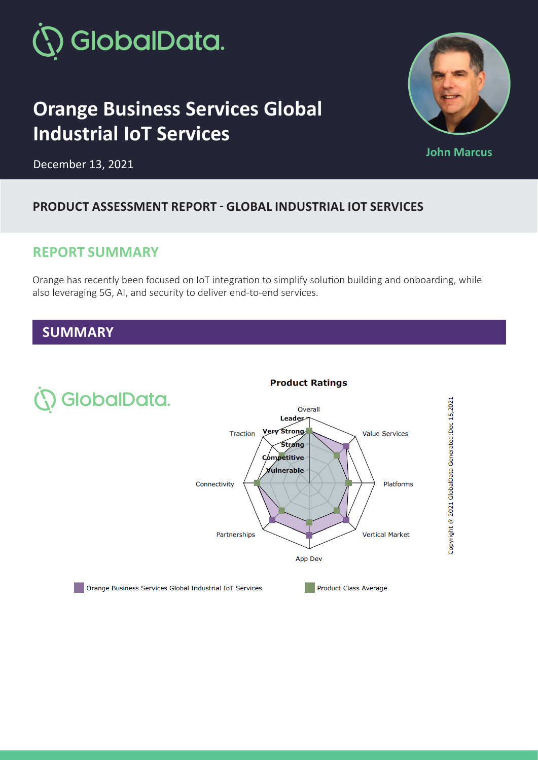# Orange Business Services Global Industrial IoT Services

December 13, 2021

John Marcus

## PRODUCT ASSESSMENT REPORT - GLOBAL INDUSTRIAL IOT SERVICES

## REPORT SUMMARY

Orange has recently been focused on IoT integration to simplify solution building and onboarding, while also leveraging 5G, AI, and security to deliver end-to-end services.

## SUMMARY

**Product Ratings**

Overall

Leader

Very Strong

Strong

Competitive

Vulnerable

Value Services

Platforms

Vertical Market

App Dev

Partnerships

Connectivity

Traction

Copyright @ 2021 GlobalData Generated:Dec 15,2021

Orange Business Services Global Industrial IoT Services

Product Class Average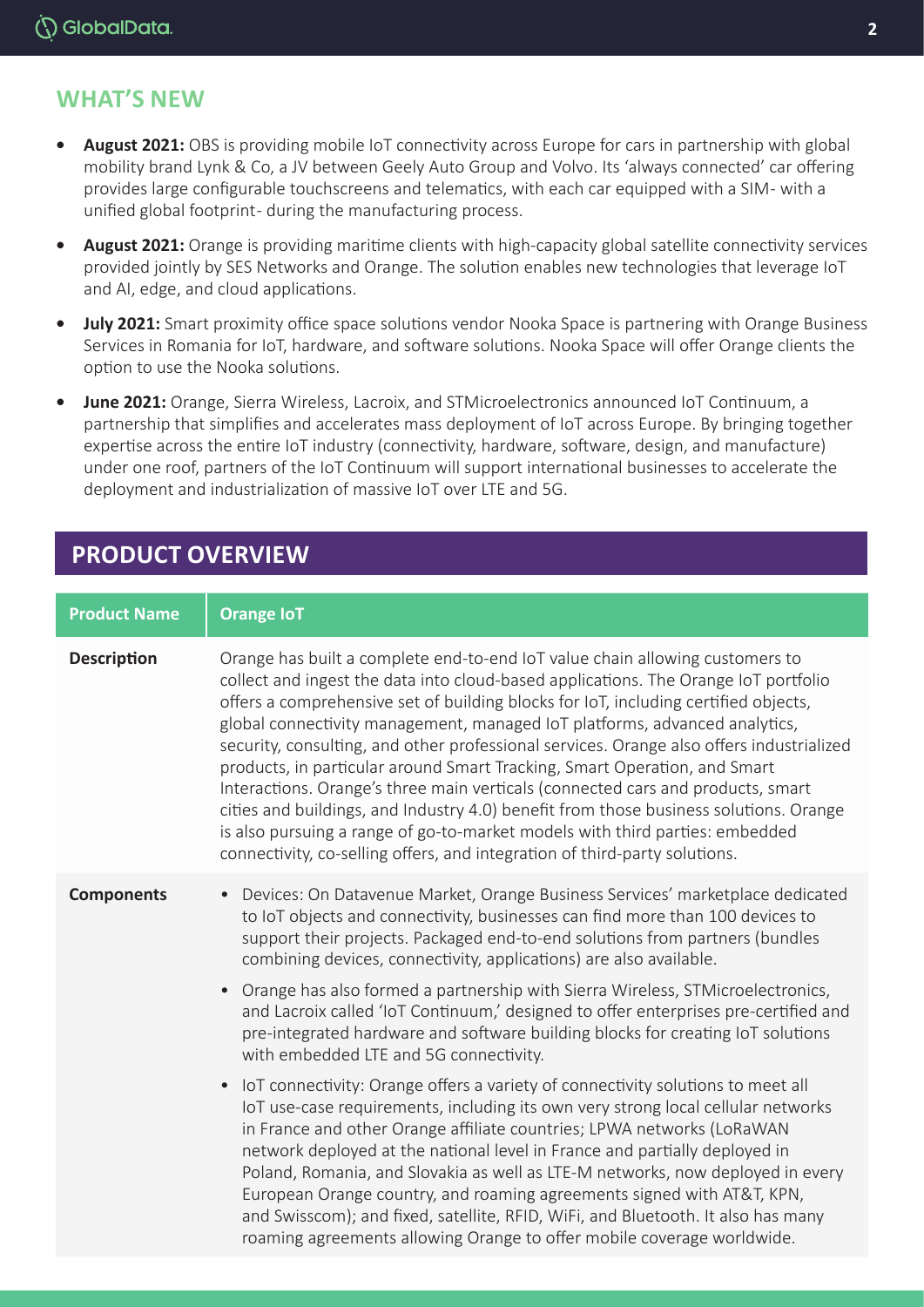## WHAT'S NEW

- **August 2021:** OBS is providing mobile IoT connectivity across Europe for cars in partnership with global mobility brand Lynk & Co, a JV between Geely Auto Group and Volvo. Its 'always connected' car offering provides large configurable touchscreens and telematics, with each car equipped with a SIM- with a unified global footprint- during the manufacturing process.
- **August 2021:** Orange is providing maritime clients with high-capacity global satellite connectivity services provided jointly by SES Networks and Orange. The solution enables new technologies that leverage IoT and AI, edge, and cloud applications.
- **July 2021:** Smart proximity office space solutions vendor Nooka Space is partnering with Orange Business Services in Romania for IoT, hardware, and software solutions. Nooka Space will offer Orange clients the option to use the Nooka solutions.
- **June 2021:** Orange, Sierra Wireless, Lacroix, and STMicroelectronics announced IoT Continuum, a partnership that simplifies and accelerates mass deployment of IoT across Europe. By bringing together expertise across the entire IoT industry (connectivity, hardware, software, design, and manufacture) under one roof, partners of the IoT Continuum will support international businesses to accelerate the deployment and industrialization of massive IoT over LTE and 5G.

## PRODUCT OVERVIEW

| Product Name | Orange IoT |
|---|---|
| **Description** | Orange has built a complete end-to-end IoT value chain allowing customers to collect and ingest the data into cloud-based applications. The Orange IoT portfolio offers a comprehensive set of building blocks for IoT, including certified objects, global connectivity management, managed IoT platforms, advanced analytics, security, consulting, and other professional services. Orange also offers industrialized products, in particular around Smart Tracking, Smart Operation, and Smart Interactions. Orange's three main verticals (connected cars and products, smart cities and buildings, and Industry 4.0) benefit from those business solutions. Orange is also pursuing a range of go-to-market models with third parties: embedded connectivity, co-selling offers, and integration of third-party solutions. |
| **Components** | • Devices: On Datavenue Market, Orange Business Services' marketplace dedicated to IoT objects and connectivity, businesses can find more than 100 devices to support their projects. Packaged end-to-end solutions from partners (bundles combining devices, connectivity, applications) are also available.<br>• Orange has also formed a partnership with Sierra Wireless, STMicroelectronics, and Lacroix called 'IoT Continuum,' designed to offer enterprises pre-certified and pre-integrated hardware and software building blocks for creating IoT solutions with embedded LTE and 5G connectivity.<br>• IoT connectivity: Orange offers a variety of connectivity solutions to meet all IoT use-case requirements, including its own very strong local cellular networks in France and other Orange affiliate countries; LPWA networks (LoRaWAN network deployed at the national level in France and partially deployed in Poland, Romania, and Slovakia as well as LTE-M networks, now deployed in every European Orange country, and roaming agreements signed with AT&T, KPN, and Swisscom); and fixed, satellite, RFID, WiFi, and Bluetooth. It also has many roaming agreements allowing Orange to offer mobile coverage worldwide. |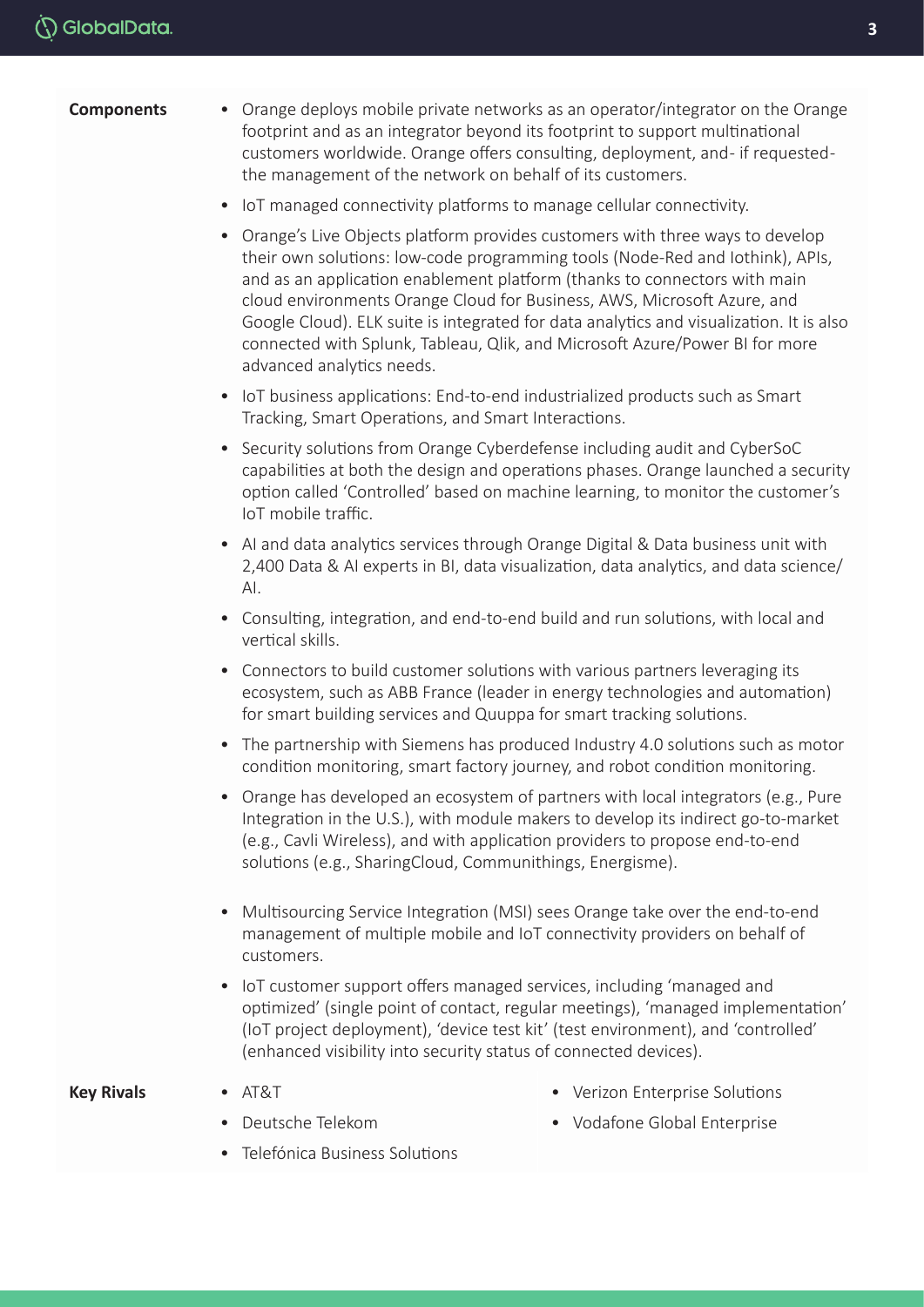**Components**

- Orange deploys mobile private networks as an operator/integrator on the Orange footprint and as an integrator beyond its footprint to support multinational customers worldwide. Orange offers consulting, deployment, and- if requested- the management of the network on behalf of its customers.
- IoT managed connectivity platforms to manage cellular connectivity.
- Orange's Live Objects platform provides customers with three ways to develop their own solutions: low-code programming tools (Node-Red and Iothink), APIs, and as an application enablement platform (thanks to connectors with main cloud environments Orange Cloud for Business, AWS, Microsoft Azure, and Google Cloud). ELK suite is integrated for data analytics and visualization. It is also connected with Splunk, Tableau, Qlik, and Microsoft Azure/Power BI for more advanced analytics needs.
- IoT business applications: End-to-end industrialized products such as Smart Tracking, Smart Operations, and Smart Interactions.
- Security solutions from Orange Cyberdefense including audit and CyberSoC capabilities at both the design and operations phases. Orange launched a security option called 'Controlled' based on machine learning, to monitor the customer's IoT mobile traffic.
- AI and data analytics services through Orange Digital & Data business unit with 2,400 Data & AI experts in BI, data visualization, data analytics, and data science/AI.
- Consulting, integration, and end-to-end build and run solutions, with local and vertical skills.
- Connectors to build customer solutions with various partners leveraging its ecosystem, such as ABB France (leader in energy technologies and automation) for smart building services and Quuppa for smart tracking solutions.
- The partnership with Siemens has produced Industry 4.0 solutions such as motor condition monitoring, smart factory journey, and robot condition monitoring.
- Orange has developed an ecosystem of partners with local integrators (e.g., Pure Integration in the U.S.), with module makers to develop its indirect go-to-market (e.g., Cavli Wireless), and with application providers to propose end-to-end solutions (e.g., SharingCloud, Communithings, Energisme).
- Multisourcing Service Integration (MSI) sees Orange take over the end-to-end management of multiple mobile and IoT connectivity providers on behalf of customers.
- IoT customer support offers managed services, including 'managed and optimized' (single point of contact, regular meetings), 'managed implementation' (IoT project deployment), 'device test kit' (test environment), and 'controlled' (enhanced visibility into security status of connected devices).

**Key Rivals**

- AT&T
- Deutsche Telekom
- Telefónica Business Solutions
- Verizon Enterprise Solutions
- Vodafone Global Enterprise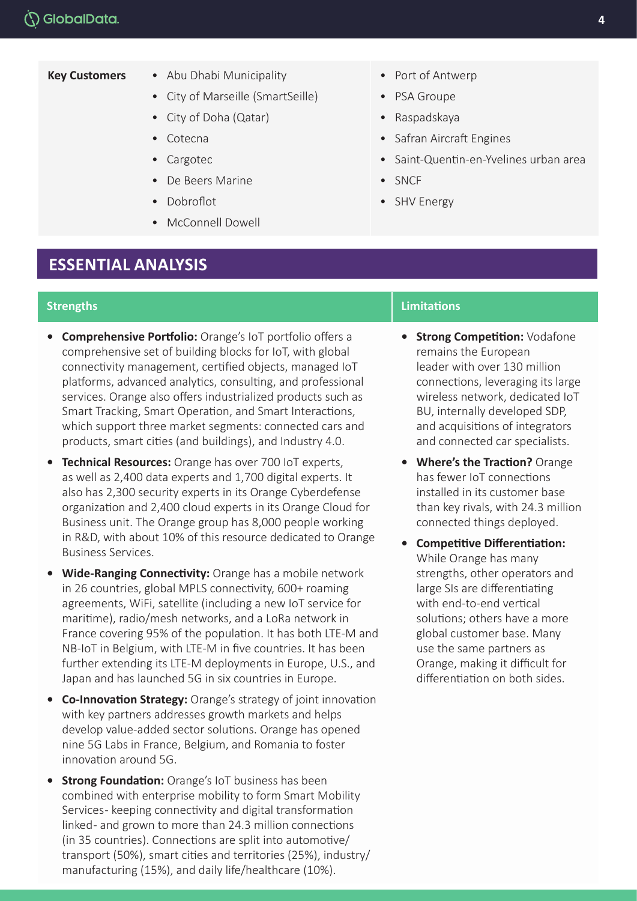**Key Customers**

- Abu Dhabi Municipality
- City of Marseille (SmartSeille)
- City of Doha (Qatar)
- Cotecna
- Cargotec
- De Beers Marine
- Dobroflot
- McConnell Dowell
- Port of Antwerp
- PSA Groupe
- Raspadskaya
- Safran Aircraft Engines
- Saint-Quentin-en-Yvelines urban area
- SNCF
- SHV Energy

## ESSENTIAL ANALYSIS

### Strengths

- **Comprehensive Portfolio:** Orange's IoT portfolio offers a comprehensive set of building blocks for IoT, with global connectivity management, certified objects, managed IoT platforms, advanced analytics, consulting, and professional services. Orange also offers industrialized products such as Smart Tracking, Smart Operation, and Smart Interactions, which support three market segments: connected cars and products, smart cities (and buildings), and Industry 4.0.
- **Technical Resources:** Orange has over 700 IoT experts, as well as 2,400 data experts and 1,700 digital experts. It also has 2,300 security experts in its Orange Cyberdefense organization and 2,400 cloud experts in its Orange Cloud for Business unit. The Orange group has 8,000 people working in R&D, with about 10% of this resource dedicated to Orange Business Services.
- **Wide-Ranging Connectivity:** Orange has a mobile network in 26 countries, global MPLS connectivity, 600+ roaming agreements, WiFi, satellite (including a new IoT service for maritime), radio/mesh networks, and a LoRa network in France covering 95% of the population. It has both LTE-M and NB-IoT in Belgium, with LTE-M in five countries. It has been further extending its LTE-M deployments in Europe, U.S., and Japan and has launched 5G in six countries in Europe.
- **Co-Innovation Strategy:** Orange's strategy of joint innovation with key partners addresses growth markets and helps develop value-added sector solutions. Orange has opened nine 5G Labs in France, Belgium, and Romania to foster innovation around 5G.
- **Strong Foundation:** Orange's IoT business has been combined with enterprise mobility to form Smart Mobility Services- keeping connectivity and digital transformation linked- and grown to more than 24.3 million connections (in 35 countries). Connections are split into automotive/ transport (50%), smart cities and territories (25%), industry/ manufacturing (15%), and daily life/healthcare (10%).

### Limitations

- **Strong Competition:** Vodafone remains the European leader with over 130 million connections, leveraging its large wireless network, dedicated IoT BU, internally developed SDP, and acquisitions of integrators and connected car specialists.
- **Where's the Traction?** Orange has fewer IoT connections installed in its customer base than key rivals, with 24.3 million connected things deployed.
- **Competitive Differentiation:** While Orange has many strengths, other operators and large SIs are differentiating with end-to-end vertical solutions; others have a more global customer base. Many use the same partners as Orange, making it difficult for differentiation on both sides.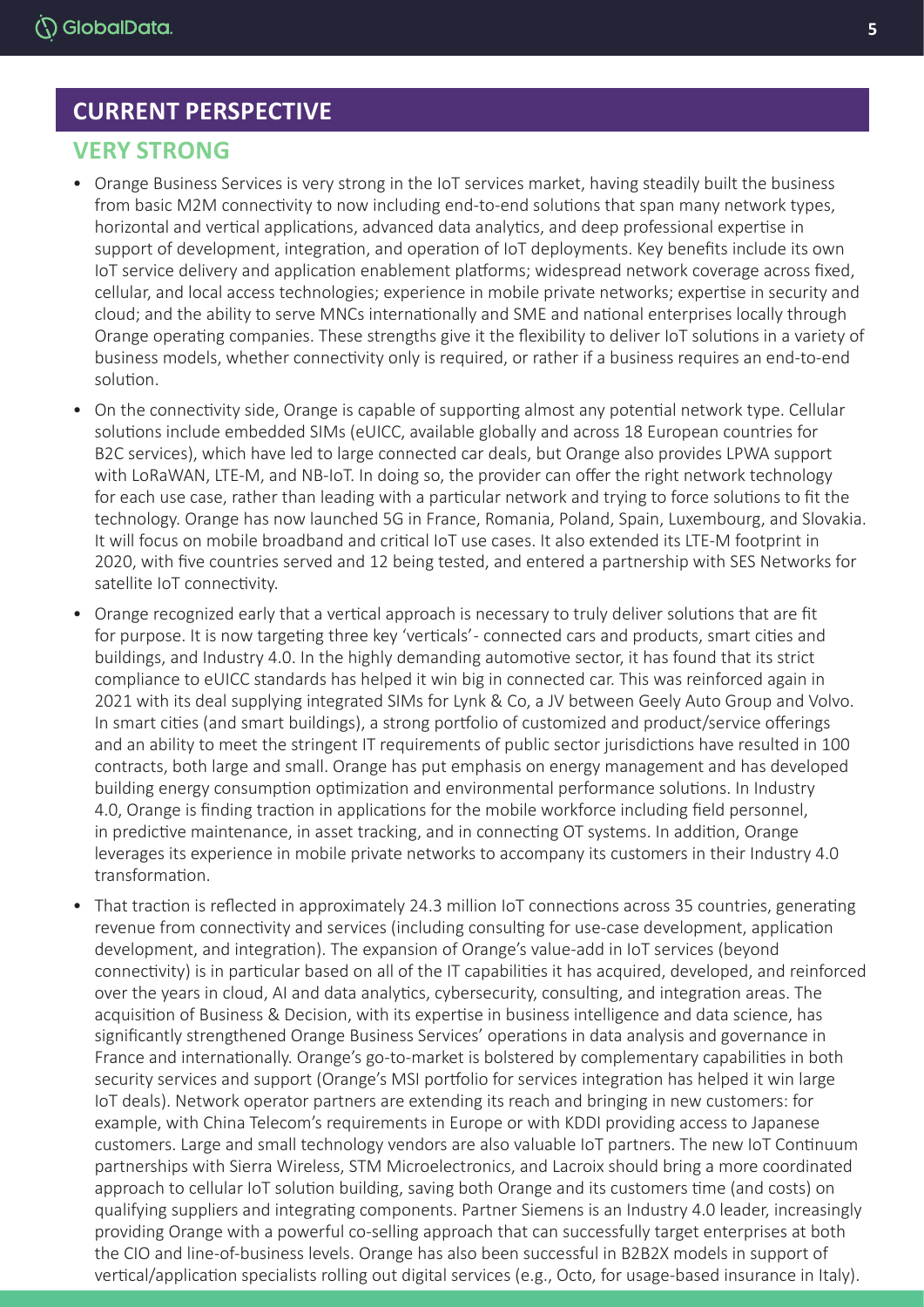## CURRENT PERSPECTIVE

### VERY STRONG

- Orange Business Services is very strong in the IoT services market, having steadily built the business from basic M2M connectivity to now including end-to-end solutions that span many network types, horizontal and vertical applications, advanced data analytics, and deep professional expertise in support of development, integration, and operation of IoT deployments. Key benefits include its own IoT service delivery and application enablement platforms; widespread network coverage across fixed, cellular, and local access technologies; experience in mobile private networks; expertise in security and cloud; and the ability to serve MNCs internationally and SME and national enterprises locally through Orange operating companies. These strengths give it the flexibility to deliver IoT solutions in a variety of business models, whether connectivity only is required, or rather if a business requires an end-to-end solution.
- On the connectivity side, Orange is capable of supporting almost any potential network type. Cellular solutions include embedded SIMs (eUICC, available globally and across 18 European countries for B2C services), which have led to large connected car deals, but Orange also provides LPWA support with LoRaWAN, LTE-M, and NB-IoT. In doing so, the provider can offer the right network technology for each use case, rather than leading with a particular network and trying to force solutions to fit the technology. Orange has now launched 5G in France, Romania, Poland, Spain, Luxembourg, and Slovakia. It will focus on mobile broadband and critical IoT use cases. It also extended its LTE-M footprint in 2020, with five countries served and 12 being tested, and entered a partnership with SES Networks for satellite IoT connectivity.
- Orange recognized early that a vertical approach is necessary to truly deliver solutions that are fit for purpose. It is now targeting three key 'verticals'- connected cars and products, smart cities and buildings, and Industry 4.0. In the highly demanding automotive sector, it has found that its strict compliance to eUICC standards has helped it win big in connected car. This was reinforced again in 2021 with its deal supplying integrated SIMs for Lynk & Co, a JV between Geely Auto Group and Volvo. In smart cities (and smart buildings), a strong portfolio of customized and product/service offerings and an ability to meet the stringent IT requirements of public sector jurisdictions have resulted in 100 contracts, both large and small. Orange has put emphasis on energy management and has developed building energy consumption optimization and environmental performance solutions. In Industry 4.0, Orange is finding traction in applications for the mobile workforce including field personnel, in predictive maintenance, in asset tracking, and in connecting OT systems. In addition, Orange leverages its experience in mobile private networks to accompany its customers in their Industry 4.0 transformation.
- That traction is reflected in approximately 24.3 million IoT connections across 35 countries, generating revenue from connectivity and services (including consulting for use-case development, application development, and integration). The expansion of Orange's value-add in IoT services (beyond connectivity) is in particular based on all of the IT capabilities it has acquired, developed, and reinforced over the years in cloud, AI and data analytics, cybersecurity, consulting, and integration areas. The acquisition of Business & Decision, with its expertise in business intelligence and data science, has significantly strengthened Orange Business Services' operations in data analysis and governance in France and internationally. Orange's go-to-market is bolstered by complementary capabilities in both security services and support (Orange's MSI portfolio for services integration has helped it win large IoT deals). Network operator partners are extending its reach and bringing in new customers: for example, with China Telecom's requirements in Europe or with KDDI providing access to Japanese customers. Large and small technology vendors are also valuable IoT partners. The new IoT Continuum partnerships with Sierra Wireless, STM Microelectronics, and Lacroix should bring a more coordinated approach to cellular IoT solution building, saving both Orange and its customers time (and costs) on qualifying suppliers and integrating components. Partner Siemens is an Industry 4.0 leader, increasingly providing Orange with a powerful co-selling approach that can successfully target enterprises at both the CIO and line-of-business levels. Orange has also been successful in B2B2X models in support of vertical/application specialists rolling out digital services (e.g., Octo, for usage-based insurance in Italy).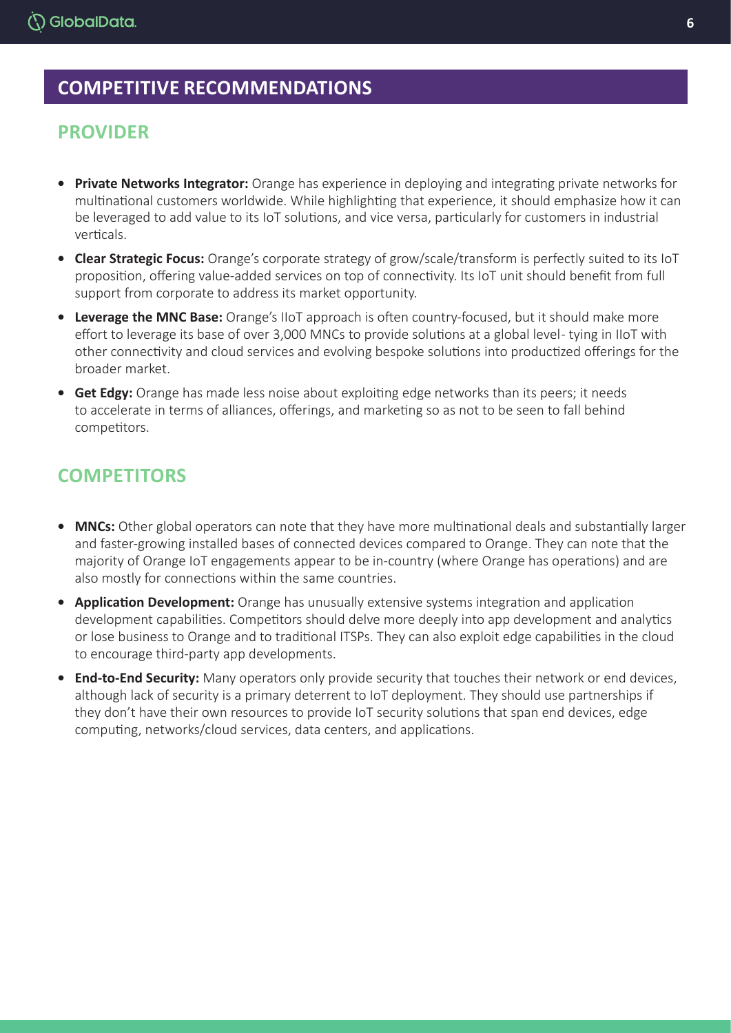## COMPETITIVE RECOMMENDATIONS

### PROVIDER

- **Private Networks Integrator:** Orange has experience in deploying and integrating private networks for multinational customers worldwide. While highlighting that experience, it should emphasize how it can be leveraged to add value to its IoT solutions, and vice versa, particularly for customers in industrial verticals.
- **Clear Strategic Focus:** Orange's corporate strategy of grow/scale/transform is perfectly suited to its IoT proposition, offering value-added services on top of connectivity. Its IoT unit should benefit from full support from corporate to address its market opportunity.
- **Leverage the MNC Base:** Orange's IIoT approach is often country-focused, but it should make more effort to leverage its base of over 3,000 MNCs to provide solutions at a global level- tying in IIoT with other connectivity and cloud services and evolving bespoke solutions into productized offerings for the broader market.
- **Get Edgy:** Orange has made less noise about exploiting edge networks than its peers; it needs to accelerate in terms of alliances, offerings, and marketing so as not to be seen to fall behind competitors.

### COMPETITORS

- **MNCs:** Other global operators can note that they have more multinational deals and substantially larger and faster-growing installed bases of connected devices compared to Orange. They can note that the majority of Orange IoT engagements appear to be in-country (where Orange has operations) and are also mostly for connections within the same countries.
- **Application Development:** Orange has unusually extensive systems integration and application development capabilities. Competitors should delve more deeply into app development and analytics or lose business to Orange and to traditional ITSPs. They can also exploit edge capabilities in the cloud to encourage third-party app developments.
- **End-to-End Security:** Many operators only provide security that touches their network or end devices, although lack of security is a primary deterrent to IoT deployment. They should use partnerships if they don't have their own resources to provide IoT security solutions that span end devices, edge computing, networks/cloud services, data centers, and applications.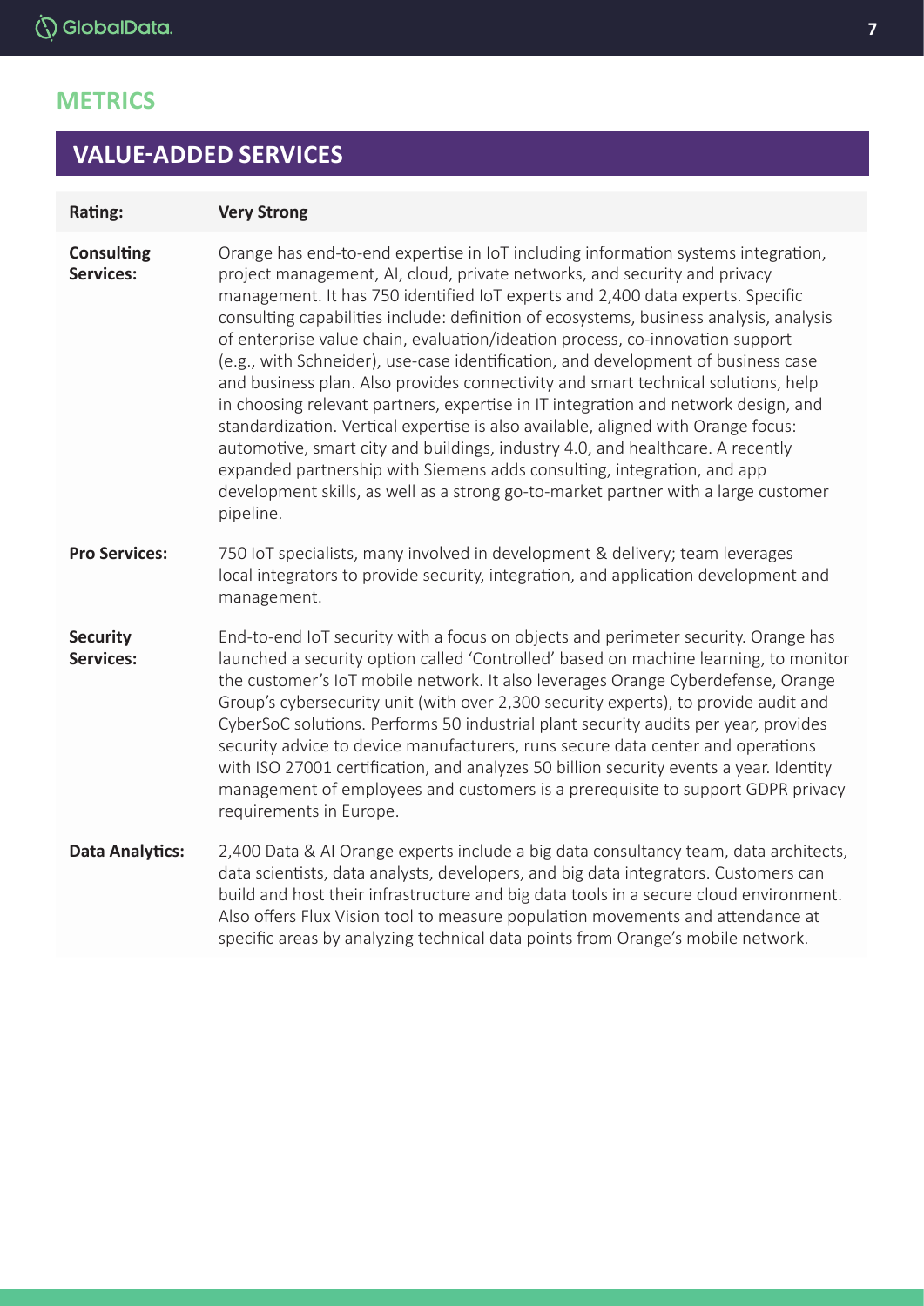## METRICS

### VALUE-ADDED SERVICES

| Rating: | Very Strong |
|---|---|
| **Consulting Services:** | Orange has end-to-end expertise in IoT including information systems integration, project management, AI, cloud, private networks, and security and privacy management. It has 750 identified IoT experts and 2,400 data experts. Specific consulting capabilities include: definition of ecosystems, business analysis, analysis of enterprise value chain, evaluation/ideation process, co-innovation support (e.g., with Schneider), use-case identification, and development of business case and business plan. Also provides connectivity and smart technical solutions, help in choosing relevant partners, expertise in IT integration and network design, and standardization. Vertical expertise is also available, aligned with Orange focus: automotive, smart city and buildings, industry 4.0, and healthcare. A recently expanded partnership with Siemens adds consulting, integration, and app development skills, as well as a strong go-to-market partner with a large customer pipeline. |
| **Pro Services:** | 750 IoT specialists, many involved in development & delivery; team leverages local integrators to provide security, integration, and application development and management. |
| **Security Services:** | End-to-end IoT security with a focus on objects and perimeter security. Orange has launched a security option called 'Controlled' based on machine learning, to monitor the customer's IoT mobile network. It also leverages Orange Cyberdefense, Orange Group's cybersecurity unit (with over 2,300 security experts), to provide audit and CyberSoC solutions. Performs 50 industrial plant security audits per year, provides security advice to device manufacturers, runs secure data center and operations with ISO 27001 certification, and analyzes 50 billion security events a year. Identity management of employees and customers is a prerequisite to support GDPR privacy requirements in Europe. |
| **Data Analytics:** | 2,400 Data & AI Orange experts include a big data consultancy team, data architects, data scientists, data analysts, developers, and big data integrators. Customers can build and host their infrastructure and big data tools in a secure cloud environment. Also offers Flux Vision tool to measure population movements and attendance at specific areas by analyzing technical data points from Orange's mobile network. |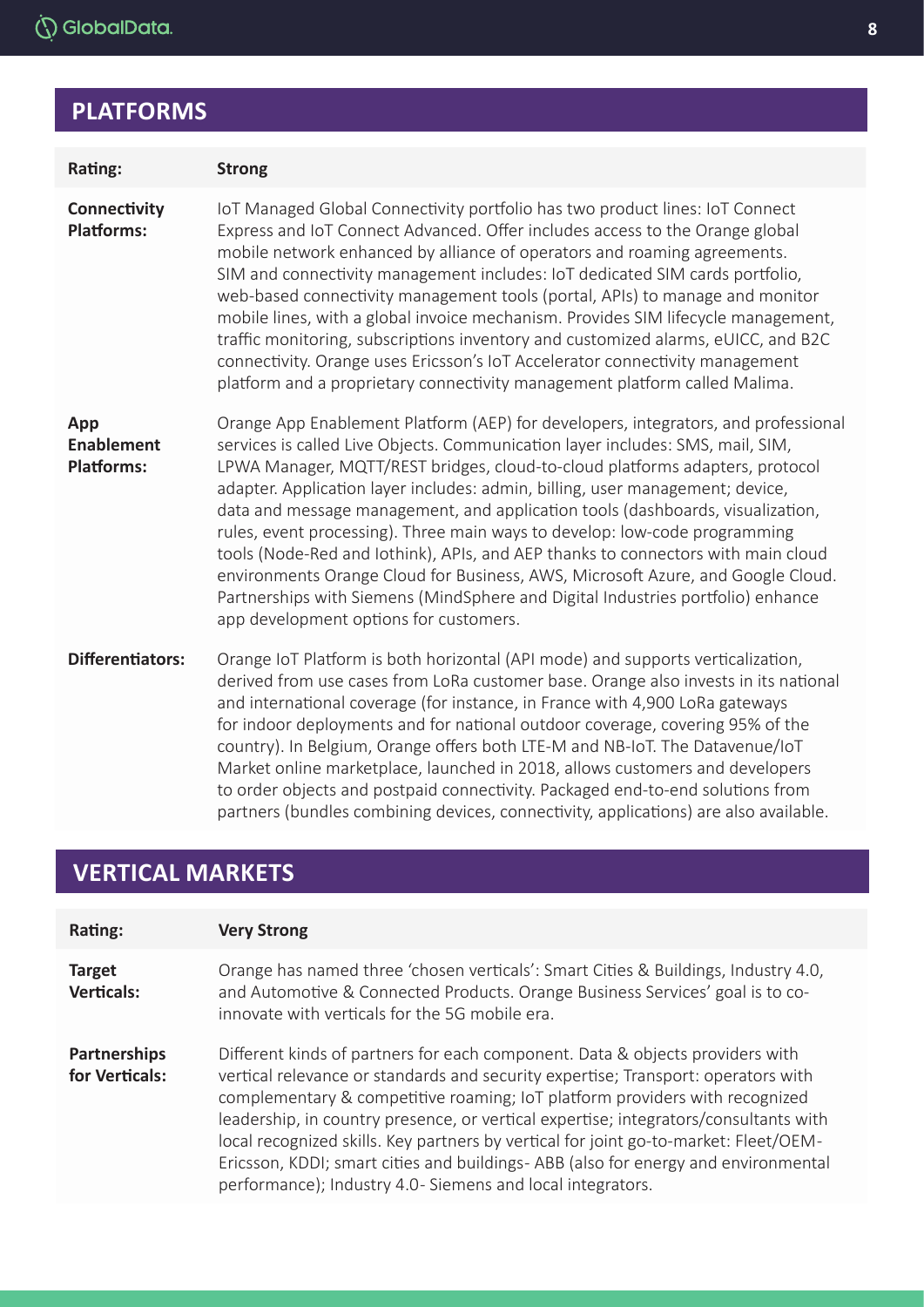## PLATFORMS

| Rating: | Strong |
|---|---|
| **Connectivity Platforms:** | IoT Managed Global Connectivity portfolio has two product lines: IoT Connect Express and IoT Connect Advanced. Offer includes access to the Orange global mobile network enhanced by alliance of operators and roaming agreements. SIM and connectivity management includes: IoT dedicated SIM cards portfolio, web-based connectivity management tools (portal, APIs) to manage and monitor mobile lines, with a global invoice mechanism. Provides SIM lifecycle management, traffic monitoring, subscriptions inventory and customized alarms, eUICC, and B2C connectivity. Orange uses Ericsson's IoT Accelerator connectivity management platform and a proprietary connectivity management platform called Malima. |
| **App Enablement Platforms:** | Orange App Enablement Platform (AEP) for developers, integrators, and professional services is called Live Objects. Communication layer includes: SMS, mail, SIM, LPWA Manager, MQTT/REST bridges, cloud-to-cloud platforms adapters, protocol adapter. Application layer includes: admin, billing, user management; device, data and message management, and application tools (dashboards, visualization, rules, event processing). Three main ways to develop: low-code programming tools (Node-Red and Iothink), APIs, and AEP thanks to connectors with main cloud environments Orange Cloud for Business, AWS, Microsoft Azure, and Google Cloud. Partnerships with Siemens (MindSphere and Digital Industries portfolio) enhance app development options for customers. |
| **Differentiators:** | Orange IoT Platform is both horizontal (API mode) and supports verticalization, derived from use cases from LoRa customer base. Orange also invests in its national and international coverage (for instance, in France with 4,900 LoRa gateways for indoor deployments and for national outdoor coverage, covering 95% of the country). In Belgium, Orange offers both LTE-M and NB-IoT. The Datavenue/IoT Market online marketplace, launched in 2018, allows customers and developers to order objects and postpaid connectivity. Packaged end-to-end solutions from partners (bundles combining devices, connectivity, applications) are also available. |

## VERTICAL MARKETS

| Rating: | Very Strong |
|---|---|
| **Target Verticals:** | Orange has named three 'chosen verticals': Smart Cities & Buildings, Industry 4.0, and Automotive & Connected Products. Orange Business Services' goal is to co-innovate with verticals for the 5G mobile era. |
| **Partnerships for Verticals:** | Different kinds of partners for each component. Data & objects providers with vertical relevance or standards and security expertise; Transport: operators with complementary & competitive roaming; IoT platform providers with recognized leadership, in country presence, or vertical expertise; integrators/consultants with local recognized skills. Key partners by vertical for joint go-to-market: Fleet/OEM-Ericsson, KDDI; smart cities and buildings- ABB (also for energy and environmental performance); Industry 4.0- Siemens and local integrators. |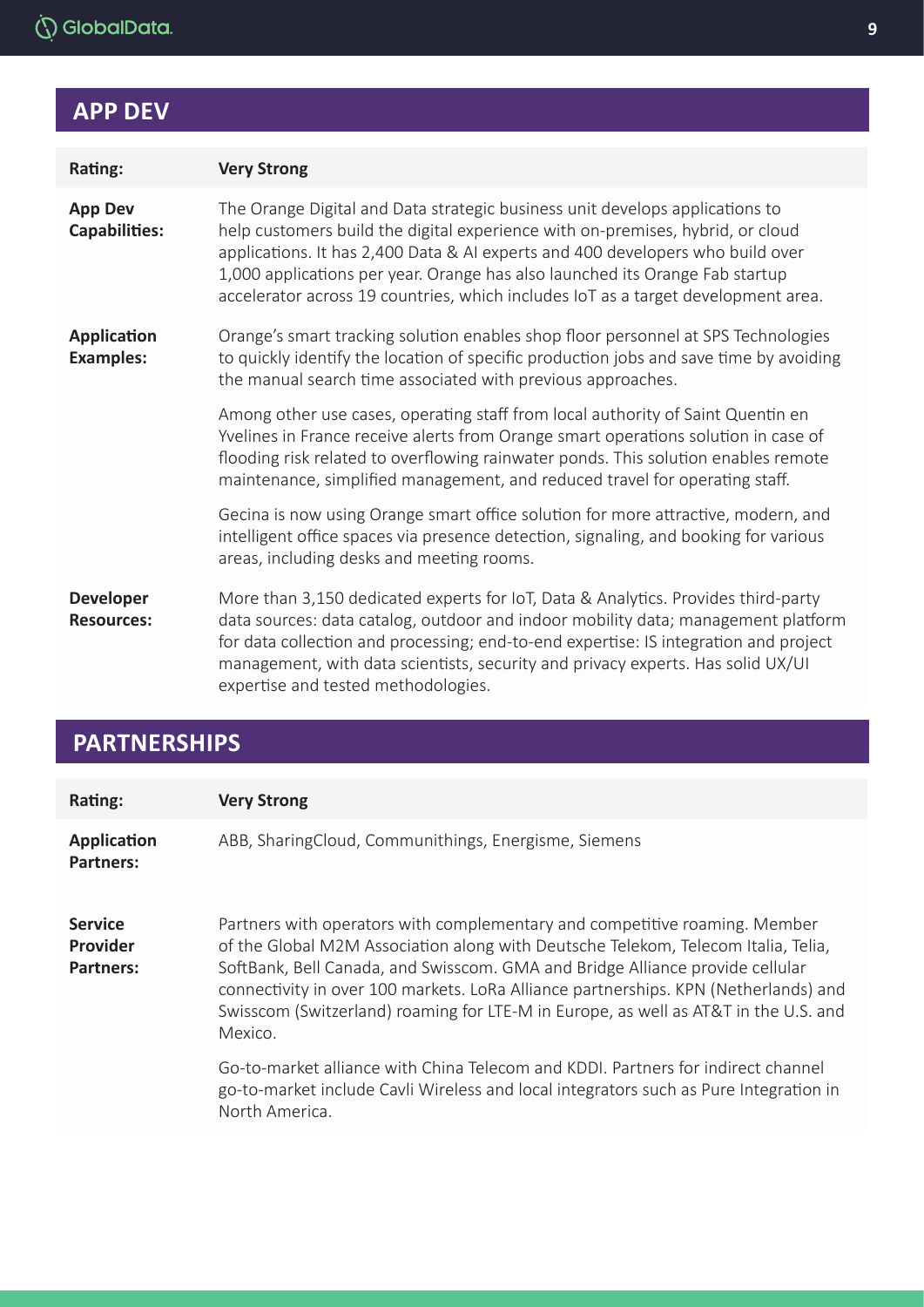## APP DEV

| Rating: | Very Strong |
|---|---|
| **App Dev Capabilities:** | The Orange Digital and Data strategic business unit develops applications to help customers build the digital experience with on-premises, hybrid, or cloud applications. It has 2,400 Data & AI experts and 400 developers who build over 1,000 applications per year. Orange has also launched its Orange Fab startup accelerator across 19 countries, which includes IoT as a target development area. |
| **Application Examples:** | Orange's smart tracking solution enables shop floor personnel at SPS Technologies to quickly identify the location of specific production jobs and save time by avoiding the manual search time associated with previous approaches. |
| | Among other use cases, operating staff from local authority of Saint Quentin en Yvelines in France receive alerts from Orange smart operations solution in case of flooding risk related to overflowing rainwater ponds. This solution enables remote maintenance, simplified management, and reduced travel for operating staff. |
| | Gecina is now using Orange smart office solution for more attractive, modern, and intelligent office spaces via presence detection, signaling, and booking for various areas, including desks and meeting rooms. |
| **Developer Resources:** | More than 3,150 dedicated experts for IoT, Data & Analytics. Provides third-party data sources: data catalog, outdoor and indoor mobility data; management platform for data collection and processing; end-to-end expertise: IS integration and project management, with data scientists, security and privacy experts. Has solid UX/UI expertise and tested methodologies. |

## PARTNERSHIPS

| Rating: | Very Strong |
|---|---|
| **Application Partners:** | ABB, SharingCloud, Communithings, Energisme, Siemens |
| **Service Provider Partners:** | Partners with operators with complementary and competitive roaming. Member of the Global M2M Association along with Deutsche Telekom, Telecom Italia, Telia, SoftBank, Bell Canada, and Swisscom. GMA and Bridge Alliance provide cellular connectivity in over 100 markets. LoRa Alliance partnerships. KPN (Netherlands) and Swisscom (Switzerland) roaming for LTE-M in Europe, as well as AT&T in the U.S. and Mexico. |
| | Go-to-market alliance with China Telecom and KDDI. Partners for indirect channel go-to-market include Cavli Wireless and local integrators such as Pure Integration in North America. |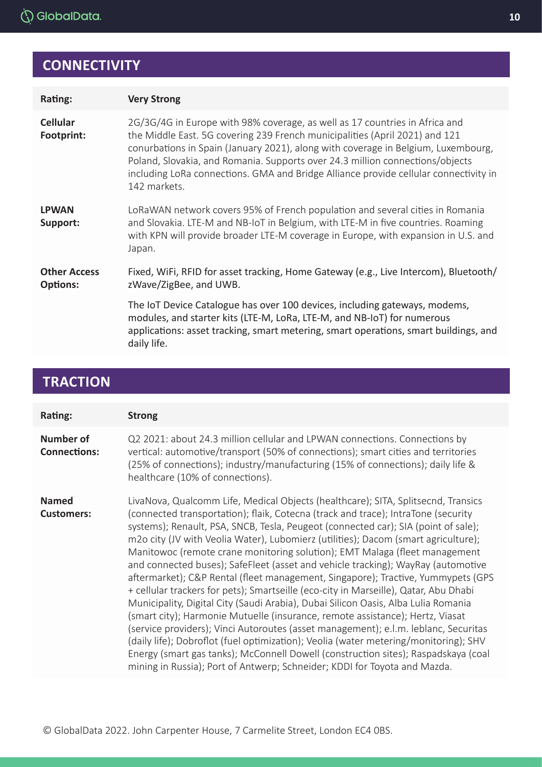## CONNECTIVITY

| | |
|---|---|
| **Rating:** | **Very Strong** |
| **Cellular Footprint:** | 2G/3G/4G in Europe with 98% coverage, as well as 17 countries in Africa and the Middle East. 5G covering 239 French municipalities (April 2021) and 121 conurbations in Spain (January 2021), along with coverage in Belgium, Luxembourg, Poland, Slovakia, and Romania. Supports over 24.3 million connections/objects including LoRa connections. GMA and Bridge Alliance provide cellular connectivity in 142 markets. |
| **LPWAN Support:** | LoRaWAN network covers 95% of French population and several cities in Romania and Slovakia. LTE-M and NB-IoT in Belgium, with LTE-M in five countries. Roaming with KPN will provide broader LTE-M coverage in Europe, with expansion in U.S. and Japan. |
| **Other Access Options:** | Fixed, WiFi, RFID for asset tracking, Home Gateway (e.g., Live Intercom), Bluetooth/zWave/ZigBee, and UWB. The IoT Device Catalogue has over 100 devices, including gateways, modems, modules, and starter kits (LTE-M, LoRa, LTE-M, and NB-IoT) for numerous applications: asset tracking, smart metering, smart operations, smart buildings, and daily life. |

## TRACTION

| | |
|---|---|
| **Rating:** | **Strong** |
| **Number of Connections:** | Q2 2021: about 24.3 million cellular and LPWAN connections. Connections by vertical: automotive/transport (50% of connections); smart cities and territories (25% of connections); industry/manufacturing (15% of connections); daily life & healthcare (10% of connections). |
| **Named Customers:** | LivaNova, Qualcomm Life, Medical Objects (healthcare); SITA, Splitsecnd, Transics (connected transportation); flaik, Cotecna (track and trace); IntraTone (security systems); Renault, PSA, SNCB, Tesla, Peugeot (connected car); SIA (point of sale); m2o city (JV with Veolia Water), Lubomierz (utilities); Dacom (smart agriculture); Manitowoc (remote crane monitoring solution); EMT Malaga (fleet management and connected buses); SafeFleet (asset and vehicle tracking); WayRay (automotive aftermarket); C&P Rental (fleet management, Singapore); Tractive, Yummypets (GPS + cellular trackers for pets); Smartseille (eco-city in Marseille), Qatar, Abu Dhabi Municipality, Digital City (Saudi Arabia), Dubai Silicon Oasis, Alba Lulia Romania (smart city); Harmonie Mutuelle (insurance, remote assistance); Hertz, Viasat (service providers); Vinci Autoroutes (asset management); e.l.m. leblanc, Securitas (daily life); Dobroflot (fuel optimization); Veolia (water metering/monitoring); SHV Energy (smart gas tanks); McConnell Dowell (construction sites); Raspadskaya (coal mining in Russia); Port of Antwerp; Schneider; KDDI for Toyota and Mazda. |

© GlobalData 2022. John Carpenter House, 7 Carmelite Street, London EC4 0BS.